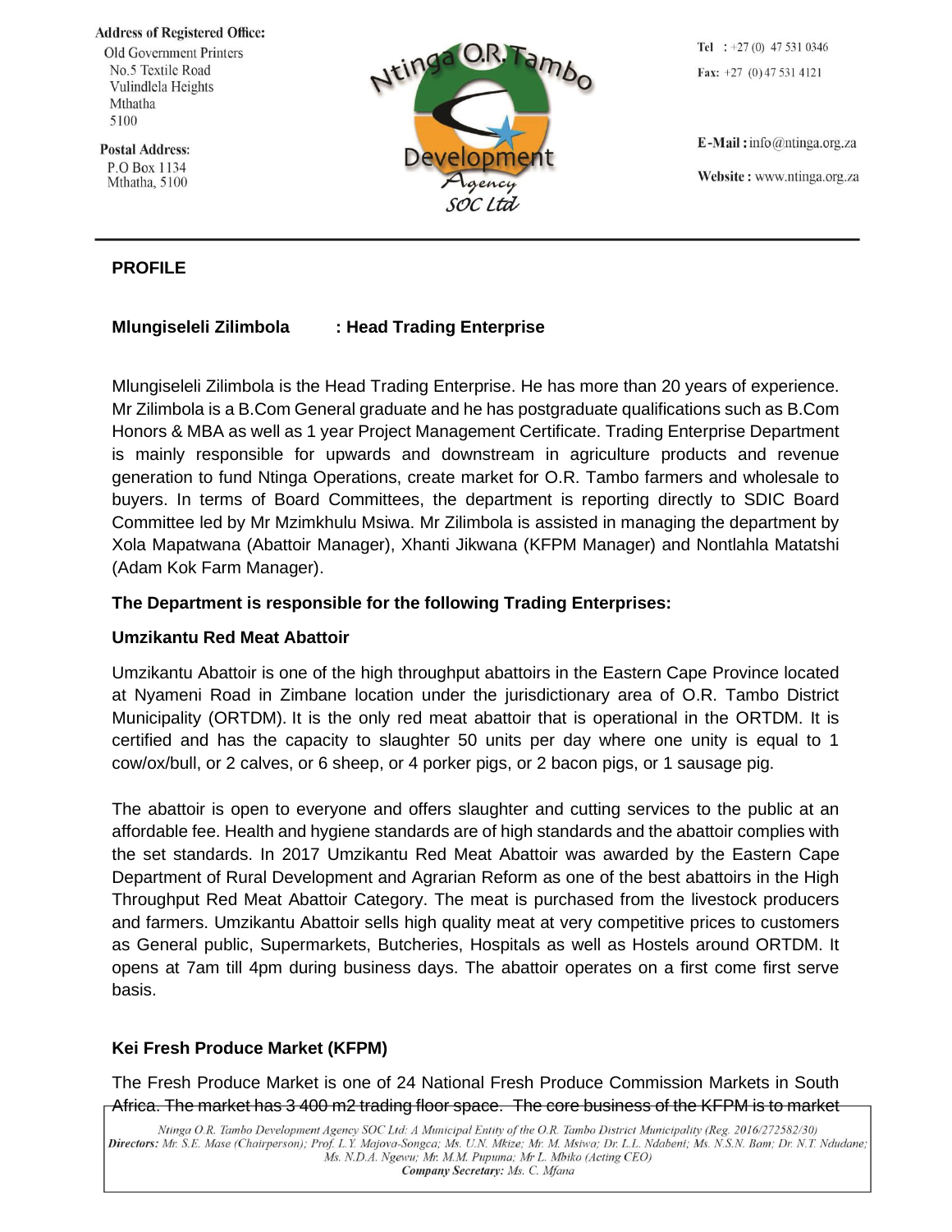**Address of Registered Office:**
Old Government Printers
No.5 Textile Road
Vulindlela Heights
Mthatha
5100

**Postal Address:**
P.O Box 1134
Mthatha, 5100

Ntinga O.R. Tambo Development Agency SOC Ltd

**Tel** : +27 (0) 47 531 0346
**Fax:** +27 (0) 47 531 4121

**E-Mail :** info@ntinga.org.za
**Website :** www.ntinga.org.za

# PROFILE

## Mlungiseleli Zilimbola : Head Trading Enterprise

Mlungiseleli Zilimbola is the Head Trading Enterprise. He has more than 20 years of experience. Mr Zilimbola is a B.Com General graduate and he has postgraduate qualifications such as B.Com Honors & MBA as well as 1 year Project Management Certificate. Trading Enterprise Department is mainly responsible for upwards and downstream in agriculture products and revenue generation to fund Ntinga Operations, create market for O.R. Tambo farmers and wholesale to buyers. In terms of Board Committees, the department is reporting directly to SDIC Board Committee led by Mr Mzimkhulu Msiwa. Mr Zilimbola is assisted in managing the department by Xola Mapatwana (Abattoir Manager), Xhanti Jikwana (KFPM Manager) and Nontlahla Matatshi (Adam Kok Farm Manager).

**The Department is responsible for the following Trading Enterprises:**

### Umzikantu Red Meat Abattoir

Umzikantu Abattoir is one of the high throughput abattoirs in the Eastern Cape Province located at Nyameni Road in Zimbane location under the jurisdictionary area of O.R. Tambo District Municipality (ORTDM). It is the only red meat abattoir that is operational in the ORTDM. It is certified and has the capacity to slaughter 50 units per day where one unity is equal to 1 cow/ox/bull, or 2 calves, or 6 sheep, or 4 porker pigs, or 2 bacon pigs, or 1 sausage pig.

The abattoir is open to everyone and offers slaughter and cutting services to the public at an affordable fee. Health and hygiene standards are of high standards and the abattoir complies with the set standards. In 2017 Umzikantu Red Meat Abattoir was awarded by the Eastern Cape Department of Rural Development and Agrarian Reform as one of the best abattoirs in the High Throughput Red Meat Abattoir Category. The meat is purchased from the livestock producers and farmers. Umzikantu Abattoir sells high quality meat at very competitive prices to customers as General public, Supermarkets, Butcheries, Hospitals as well as Hostels around ORTDM. It opens at 7am till 4pm during business days. The abattoir operates on a first come first serve basis.

### Kei Fresh Produce Market (KFPM)

The Fresh Produce Market is one of 24 National Fresh Produce Commission Markets in South Africa. The market has 3 400 m2 trading floor space. The core business of the KFPM is to market

*Ntinga O.R. Tambo Development Agency SOC Ltd: A Municipal Entity of the O.R. Tambo District Municipality (Reg. 2016/272582/30)*
***Directors:** Mr. S.E. Mase (Chairperson); Prof. L.Y. Majova-Songca; Ms. U.N. Mkize; Mr. M. Msiwa; Dr. L.L. Ndabeni; Ms. N.S.N. Bam; Dr. N.T. Ndudane; Ms. N.D.A. Ngewu; Mr. M.M. Pupuma; Mr L. Mbiko (Acting CEO)*
***Company Secretary:** Ms. C. Mfana*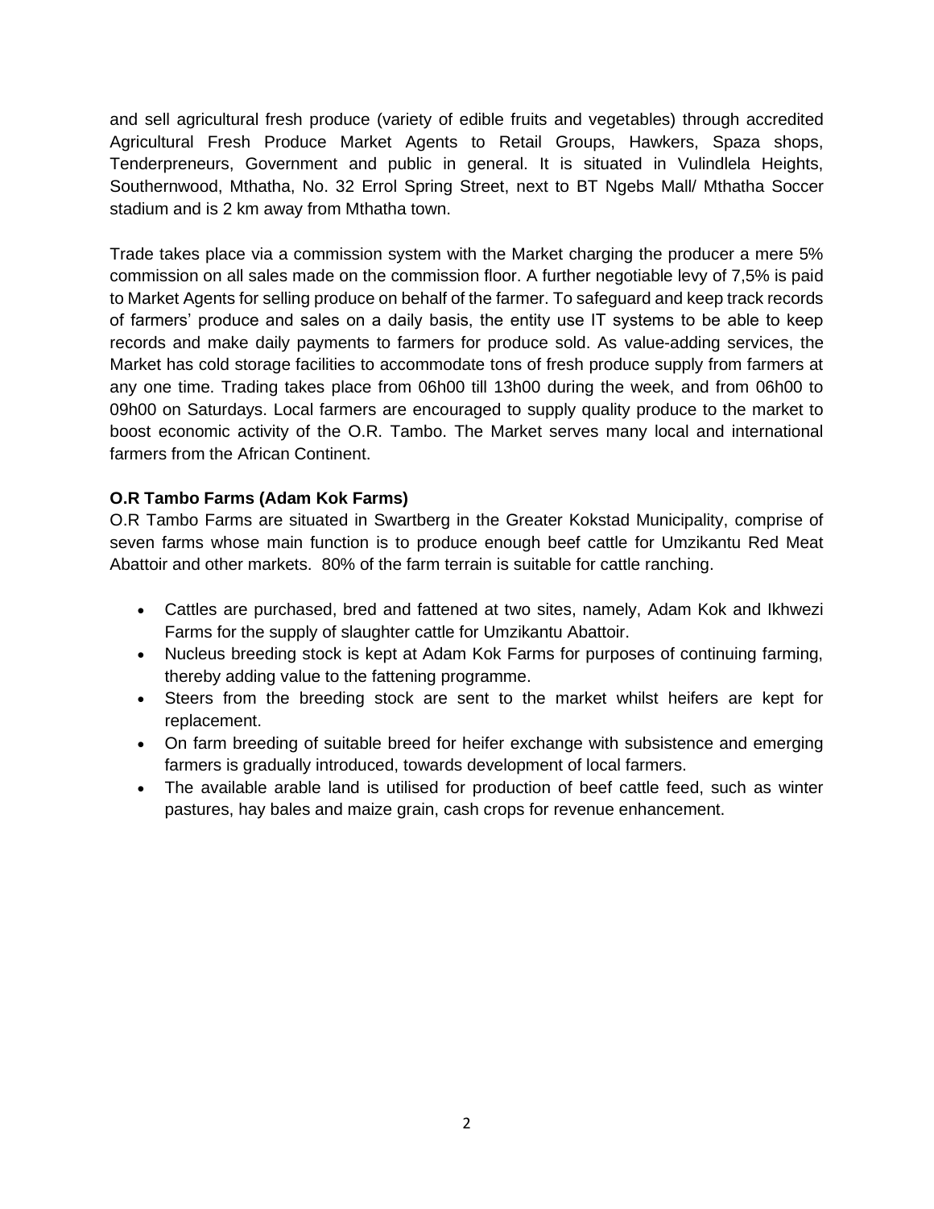and sell agricultural fresh produce (variety of edible fruits and vegetables) through accredited Agricultural Fresh Produce Market Agents to Retail Groups, Hawkers, Spaza shops, Tenderpreneurs, Government and public in general. It is situated in Vulindlela Heights, Southernwood, Mthatha, No. 32 Errol Spring Street, next to BT Ngebs Mall/ Mthatha Soccer stadium and is 2 km away from Mthatha town.

Trade takes place via a commission system with the Market charging the producer a mere 5% commission on all sales made on the commission floor. A further negotiable levy of 7,5% is paid to Market Agents for selling produce on behalf of the farmer. To safeguard and keep track records of farmers' produce and sales on a daily basis, the entity use IT systems to be able to keep records and make daily payments to farmers for produce sold. As value-adding services, the Market has cold storage facilities to accommodate tons of fresh produce supply from farmers at any one time. Trading takes place from 06h00 till 13h00 during the week, and from 06h00 to 09h00 on Saturdays. Local farmers are encouraged to supply quality produce to the market to boost economic activity of the O.R. Tambo. The Market serves many local and international farmers from the African Continent.

**O.R Tambo Farms (Adam Kok Farms)**

O.R Tambo Farms are situated in Swartberg in the Greater Kokstad Municipality, comprise of seven farms whose main function is to produce enough beef cattle for Umzikantu Red Meat Abattoir and other markets. 80% of the farm terrain is suitable for cattle ranching.

- Cattles are purchased, bred and fattened at two sites, namely, Adam Kok and Ikhwezi Farms for the supply of slaughter cattle for Umzikantu Abattoir.
- Nucleus breeding stock is kept at Adam Kok Farms for purposes of continuing farming, thereby adding value to the fattening programme.
- Steers from the breeding stock are sent to the market whilst heifers are kept for replacement.
- On farm breeding of suitable breed for heifer exchange with subsistence and emerging farmers is gradually introduced, towards development of local farmers.
- The available arable land is utilised for production of beef cattle feed, such as winter pastures, hay bales and maize grain, cash crops for revenue enhancement.